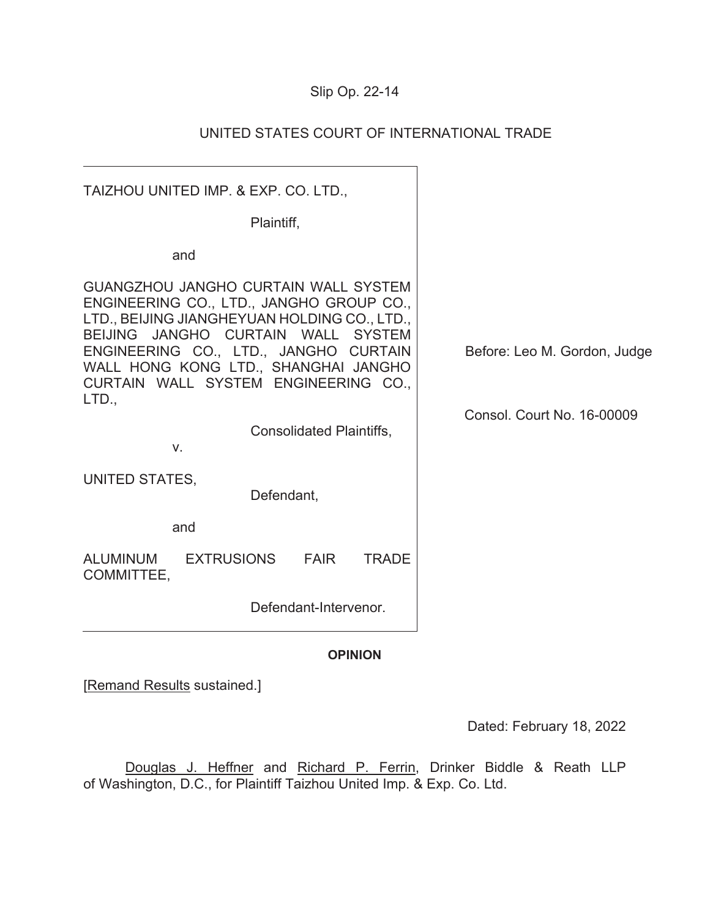Slip Op. 22-14

UNITED STATES COURT OF INTERNATIONAL TRADE

TAIZHOU UNITED IMP. & EXP. CO. LTD.,

Plaintiff,

and

GUANGZHOU JANGHO CURTAIN WALL SYSTEM ENGINEERING CO., LTD., JANGHO GROUP CO., LTD., BEIJING JIANGHEYUAN HOLDING CO., LTD., BEIJING JANGHO CURTAIN WALL SYSTEM ENGINEERING CO., LTD., JANGHO CURTAIN WALL HONG KONG LTD., SHANGHAI JANGHO CURTAIN WALL SYSTEM ENGINEERING CO., LTD.,

Consolidated Plaintiffs,

v.

UNITED STATES,

Defendant,

and

ALUMINUM EXTRUSIONS FAIR TRADE COMMITTEE,

Defendant-Intervenor.

Before: Leo M. Gordon, Judge

Consol. Court No. 16-00009

**OPINION**

[Remand Results sustained.]

Dated: February 18, 2022

Douglas J. Heffner and Richard P. Ferrin, Drinker Biddle & Reath LLP of Washington, D.C., for Plaintiff Taizhou United Imp. & Exp. Co. Ltd.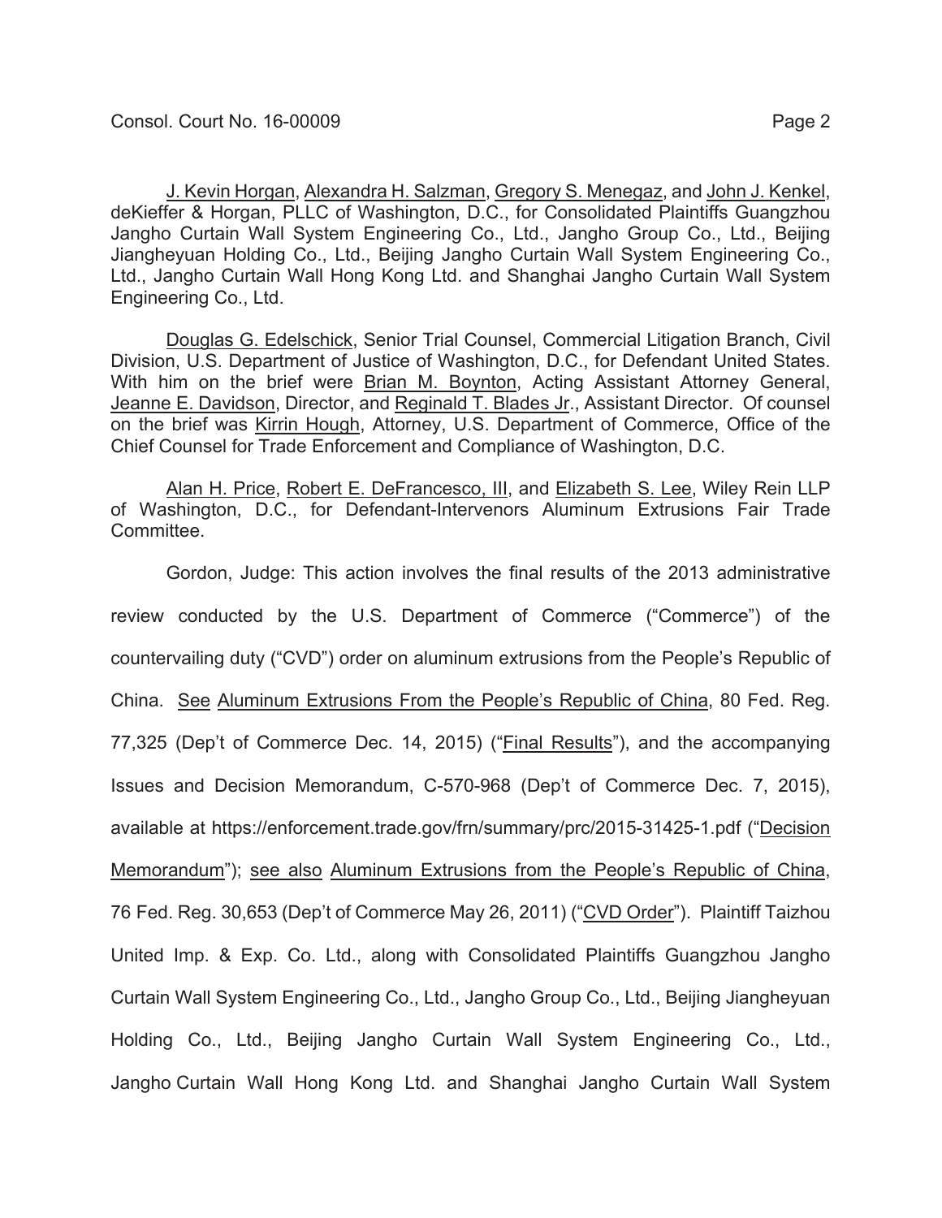J. Kevin Horgan, Alexandra H. Salzman, Gregory S. Menegaz, and John J. Kenkel, deKieffer & Horgan, PLLC of Washington, D.C., for Consolidated Plaintiffs Guangzhou Jangho Curtain Wall System Engineering Co., Ltd., Jangho Group Co., Ltd., Beijing Jiangheyuan Holding Co., Ltd., Beijing Jangho Curtain Wall System Engineering Co., Ltd., Jangho Curtain Wall Hong Kong Ltd. and Shanghai Jangho Curtain Wall System Engineering Co., Ltd.

Douglas G. Edelschick, Senior Trial Counsel, Commercial Litigation Branch, Civil Division, U.S. Department of Justice of Washington, D.C., for Defendant United States. With him on the brief were Brian M. Boynton, Acting Assistant Attorney General, Jeanne E. Davidson, Director, and Reginald T. Blades Jr., Assistant Director. Of counsel on the brief was Kirrin Hough, Attorney, U.S. Department of Commerce, Office of the Chief Counsel for Trade Enforcement and Compliance of Washington, D.C.

Alan H. Price, Robert E. DeFrancesco, III, and Elizabeth S. Lee, Wiley Rein LLP of Washington, D.C., for Defendant-Intervenors Aluminum Extrusions Fair Trade Committee.

Gordon, Judge: This action involves the final results of the 2013 administrative review conducted by the U.S. Department of Commerce ("Commerce") of the countervailing duty ("CVD") order on aluminum extrusions from the People's Republic of China. See Aluminum Extrusions From the People's Republic of China, 80 Fed. Reg. 77,325 (Dep't of Commerce Dec. 14, 2015) ("Final Results"), and the accompanying Issues and Decision Memorandum, C-570-968 (Dep't of Commerce Dec. 7, 2015), available at https://enforcement.trade.gov/frn/summary/prc/2015-31425-1.pdf ("Decision Memorandum"); see also Aluminum Extrusions from the People's Republic of China, 76 Fed. Reg. 30,653 (Dep't of Commerce May 26, 2011) ("CVD Order"). Plaintiff Taizhou United Imp. & Exp. Co. Ltd., along with Consolidated Plaintiffs Guangzhou Jangho Curtain Wall System Engineering Co., Ltd., Jangho Group Co., Ltd., Beijing Jiangheyuan Holding Co., Ltd., Beijing Jangho Curtain Wall System Engineering Co., Ltd., Jangho Curtain Wall Hong Kong Ltd. and Shanghai Jangho Curtain Wall System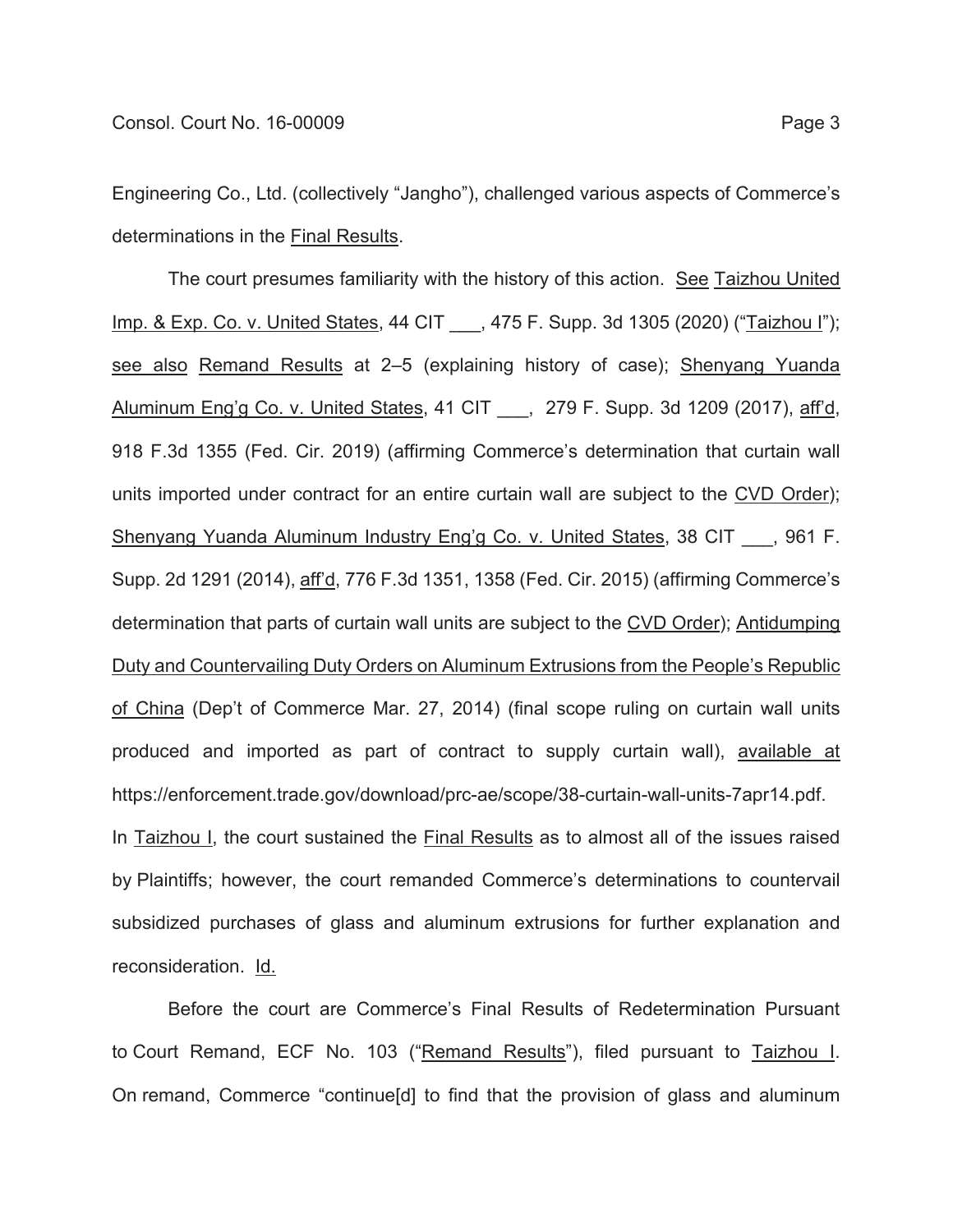Engineering Co., Ltd. (collectively "Jangho"), challenged various aspects of Commerce's determinations in the Final Results.

The court presumes familiarity with the history of this action. See Taizhou United Imp. & Exp. Co. v. United States, 44 CIT ___, 475 F. Supp. 3d 1305 (2020) ("Taizhou I"); see also Remand Results at 2–5 (explaining history of case); Shenyang Yuanda Aluminum Eng'g Co. v. United States, 41 CIT ___, 279 F. Supp. 3d 1209 (2017), aff'd, 918 F.3d 1355 (Fed. Cir. 2019) (affirming Commerce's determination that curtain wall units imported under contract for an entire curtain wall are subject to the CVD Order); Shenyang Yuanda Aluminum Industry Eng'g Co. v. United States, 38 CIT ___, 961 F. Supp. 2d 1291 (2014), aff'd, 776 F.3d 1351, 1358 (Fed. Cir. 2015) (affirming Commerce's determination that parts of curtain wall units are subject to the CVD Order); Antidumping Duty and Countervailing Duty Orders on Aluminum Extrusions from the People's Republic of China (Dep't of Commerce Mar. 27, 2014) (final scope ruling on curtain wall units produced and imported as part of contract to supply curtain wall), available at https://enforcement.trade.gov/download/prc-ae/scope/38-curtain-wall-units-7apr14.pdf. In Taizhou I, the court sustained the Final Results as to almost all of the issues raised by Plaintiffs; however, the court remanded Commerce's determinations to countervail subsidized purchases of glass and aluminum extrusions for further explanation and reconsideration. Id.

Before the court are Commerce's Final Results of Redetermination Pursuant to Court Remand, ECF No. 103 ("Remand Results"), filed pursuant to Taizhou I. On remand, Commerce "continue[d] to find that the provision of glass and aluminum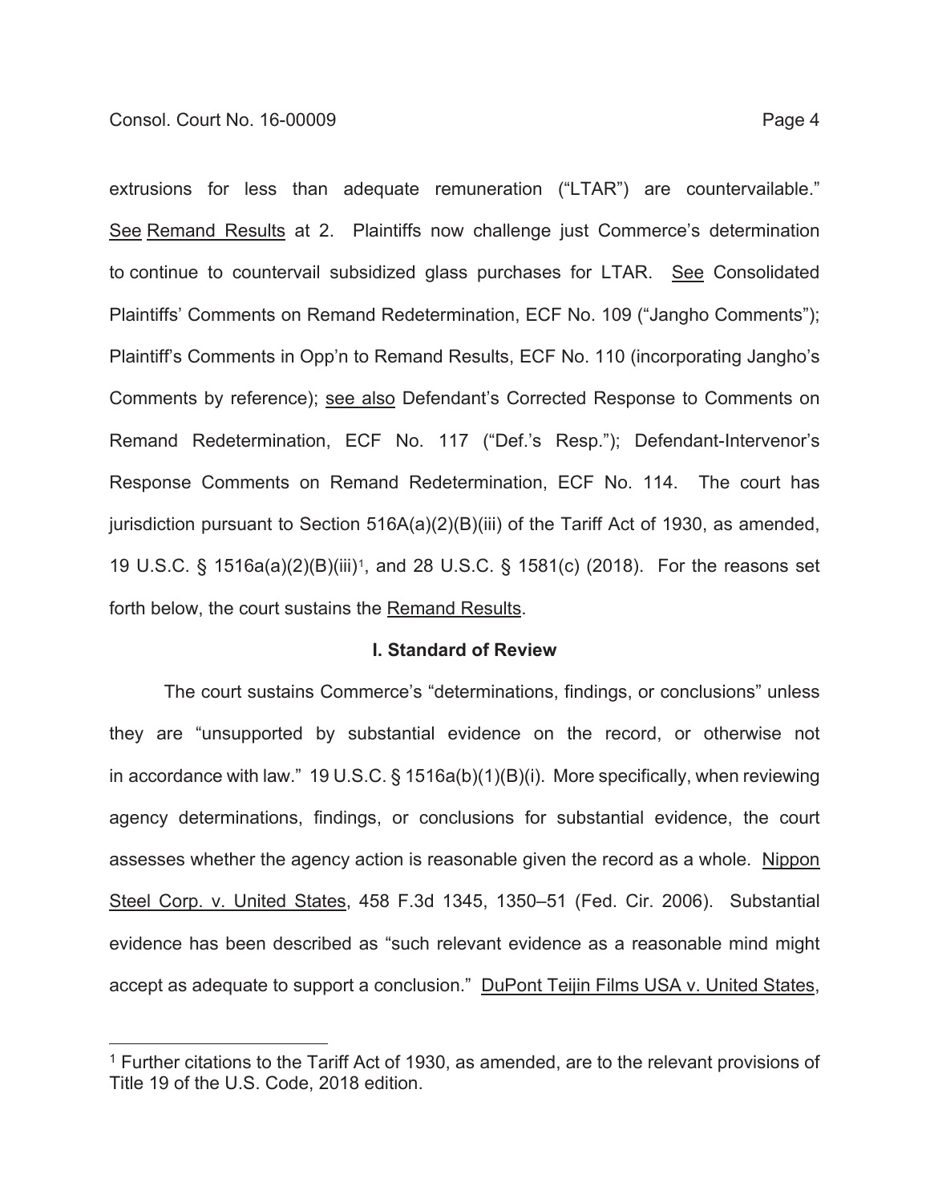extrusions for less than adequate remuneration ("LTAR") are countervailable." See Remand Results at 2. Plaintiffs now challenge just Commerce's determination to continue to countervail subsidized glass purchases for LTAR. See Consolidated Plaintiffs' Comments on Remand Redetermination, ECF No. 109 ("Jangho Comments"); Plaintiff's Comments in Opp'n to Remand Results, ECF No. 110 (incorporating Jangho's Comments by reference); see also Defendant's Corrected Response to Comments on Remand Redetermination, ECF No. 117 ("Def.'s Resp."); Defendant-Intervenor's Response Comments on Remand Redetermination, ECF No. 114. The court has jurisdiction pursuant to Section 516A(a)(2)(B)(iii) of the Tariff Act of 1930, as amended, 19 U.S.C. § 1516a(a)(2)(B)(iii)[1], and 28 U.S.C. § 1581(c) (2018). For the reasons set forth below, the court sustains the Remand Results.

## I. Standard of Review

The court sustains Commerce's "determinations, findings, or conclusions" unless they are "unsupported by substantial evidence on the record, or otherwise not in accordance with law." 19 U.S.C. § 1516a(b)(1)(B)(i). More specifically, when reviewing agency determinations, findings, or conclusions for substantial evidence, the court assesses whether the agency action is reasonable given the record as a whole. Nippon Steel Corp. v. United States, 458 F.3d 1345, 1350–51 (Fed. Cir. 2006). Substantial evidence has been described as "such relevant evidence as a reasonable mind might accept as adequate to support a conclusion." DuPont Teijin Films USA v. United States,

[1] Further citations to the Tariff Act of 1930, as amended, are to the relevant provisions of Title 19 of the U.S. Code, 2018 edition.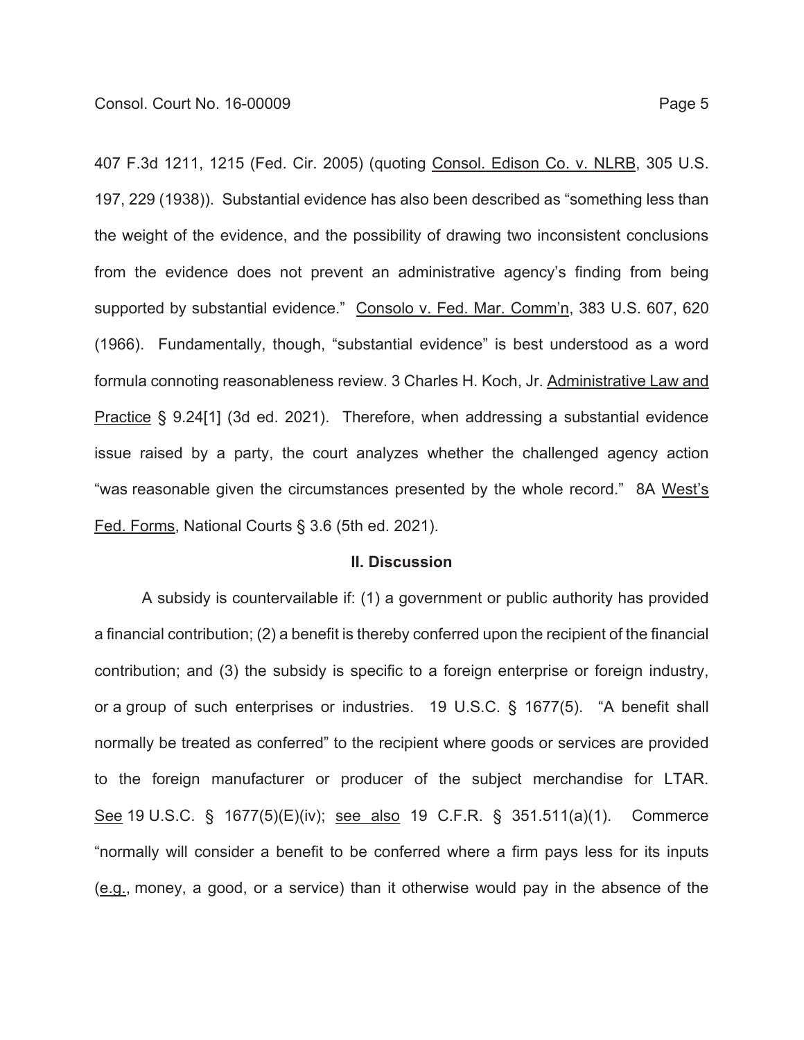407 F.3d 1211, 1215 (Fed. Cir. 2005) (quoting Consol. Edison Co. v. NLRB, 305 U.S. 197, 229 (1938)). Substantial evidence has also been described as "something less than the weight of the evidence, and the possibility of drawing two inconsistent conclusions from the evidence does not prevent an administrative agency's finding from being supported by substantial evidence." Consolo v. Fed. Mar. Comm'n, 383 U.S. 607, 620 (1966). Fundamentally, though, "substantial evidence" is best understood as a word formula connoting reasonableness review. 3 Charles H. Koch, Jr. Administrative Law and Practice § 9.24[1] (3d ed. 2021). Therefore, when addressing a substantial evidence issue raised by a party, the court analyzes whether the challenged agency action "was reasonable given the circumstances presented by the whole record." 8A West's Fed. Forms, National Courts § 3.6 (5th ed. 2021).

## II. Discussion

A subsidy is countervailable if: (1) a government or public authority has provided a financial contribution; (2) a benefit is thereby conferred upon the recipient of the financial contribution; and (3) the subsidy is specific to a foreign enterprise or foreign industry, or a group of such enterprises or industries. 19 U.S.C. § 1677(5). "A benefit shall normally be treated as conferred" to the recipient where goods or services are provided to the foreign manufacturer or producer of the subject merchandise for LTAR. See 19 U.S.C. § 1677(5)(E)(iv); see also 19 C.F.R. § 351.511(a)(1). Commerce "normally will consider a benefit to be conferred where a firm pays less for its inputs (e.g., money, a good, or a service) than it otherwise would pay in the absence of the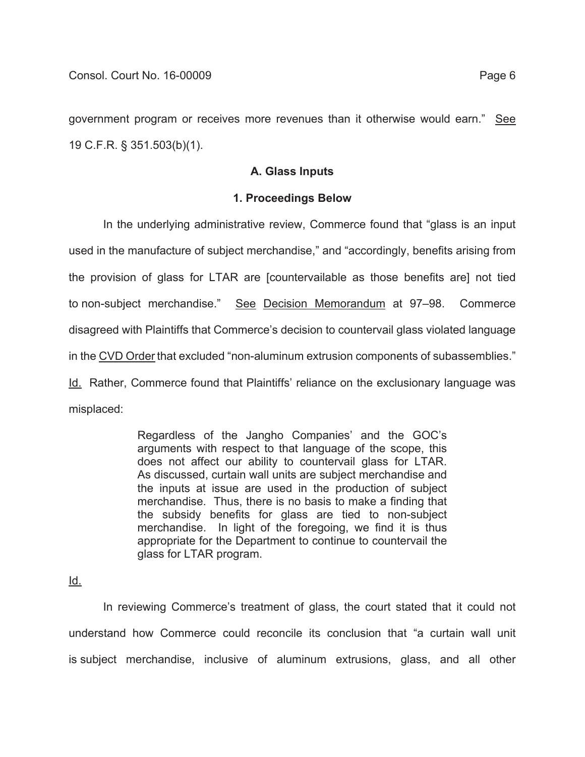government program or receives more revenues than it otherwise would earn." See 19 C.F.R. § 351.503(b)(1).

### A. Glass Inputs

#### 1. Proceedings Below

In the underlying administrative review, Commerce found that "glass is an input used in the manufacture of subject merchandise," and "accordingly, benefits arising from the provision of glass for LTAR are [countervailable as those benefits are] not tied to non-subject merchandise." See Decision Memorandum at 97–98. Commerce disagreed with Plaintiffs that Commerce's decision to countervail glass violated language in the CVD Order that excluded "non-aluminum extrusion components of subassemblies." Id. Rather, Commerce found that Plaintiffs' reliance on the exclusionary language was misplaced:

> Regardless of the Jangho Companies' and the GOC's arguments with respect to that language of the scope, this does not affect our ability to countervail glass for LTAR. As discussed, curtain wall units are subject merchandise and the inputs at issue are used in the production of subject merchandise. Thus, there is no basis to make a finding that the subsidy benefits for glass are tied to non-subject merchandise. In light of the foregoing, we find it is thus appropriate for the Department to continue to countervail the glass for LTAR program.

Id.

In reviewing Commerce's treatment of glass, the court stated that it could not understand how Commerce could reconcile its conclusion that "a curtain wall unit is subject merchandise, inclusive of aluminum extrusions, glass, and all other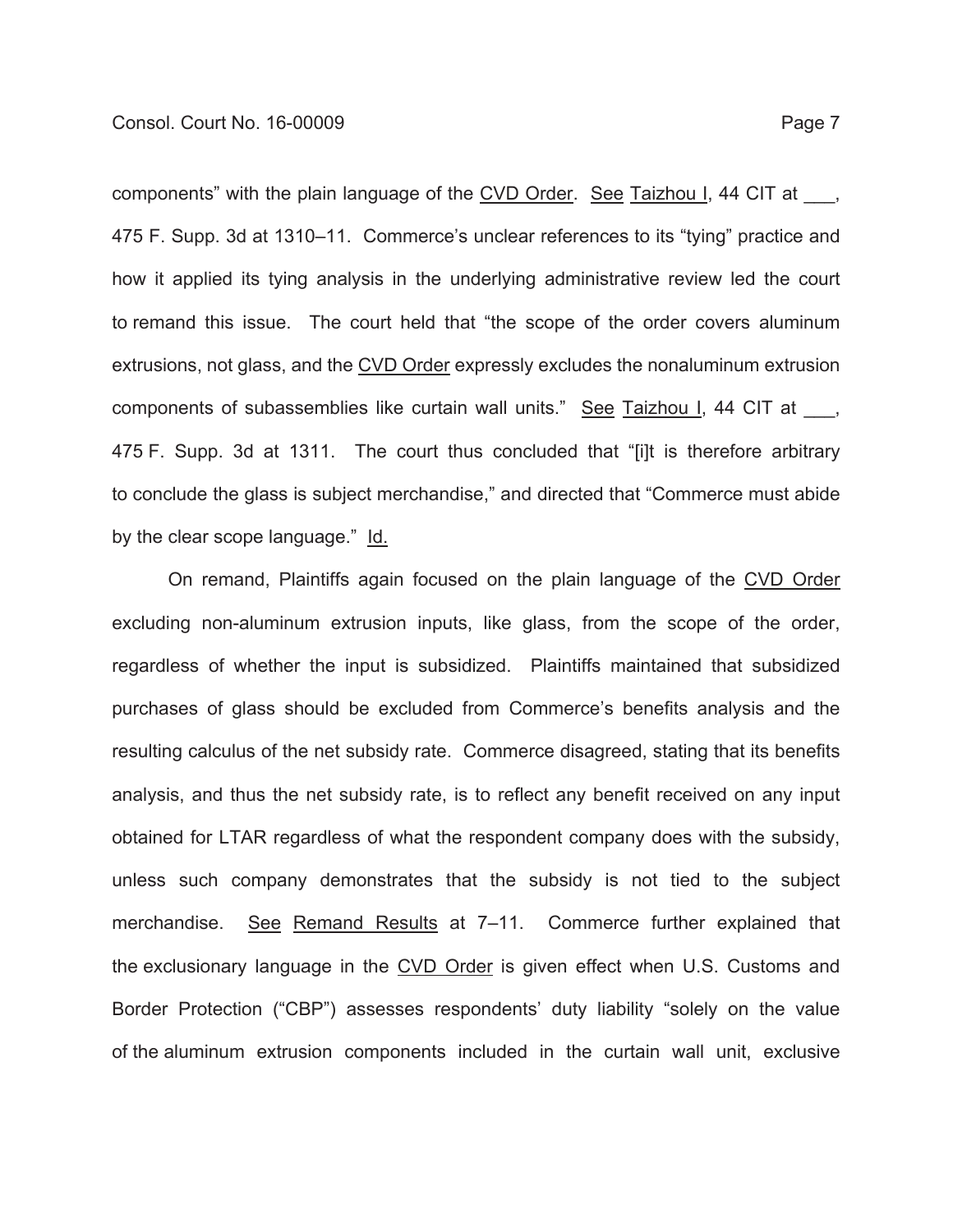components" with the plain language of the CVD Order. See Taizhou I, 44 CIT at ___, 475 F. Supp. 3d at 1310–11. Commerce's unclear references to its "tying" practice and how it applied its tying analysis in the underlying administrative review led the court to remand this issue. The court held that "the scope of the order covers aluminum extrusions, not glass, and the CVD Order expressly excludes the nonaluminum extrusion components of subassemblies like curtain wall units." See Taizhou I, 44 CIT at ___, 475 F. Supp. 3d at 1311. The court thus concluded that "[i]t is therefore arbitrary to conclude the glass is subject merchandise," and directed that "Commerce must abide by the clear scope language." Id.

On remand, Plaintiffs again focused on the plain language of the CVD Order excluding non-aluminum extrusion inputs, like glass, from the scope of the order, regardless of whether the input is subsidized. Plaintiffs maintained that subsidized purchases of glass should be excluded from Commerce's benefits analysis and the resulting calculus of the net subsidy rate. Commerce disagreed, stating that its benefits analysis, and thus the net subsidy rate, is to reflect any benefit received on any input obtained for LTAR regardless of what the respondent company does with the subsidy, unless such company demonstrates that the subsidy is not tied to the subject merchandise. See Remand Results at 7–11. Commerce further explained that the exclusionary language in the CVD Order is given effect when U.S. Customs and Border Protection ("CBP") assesses respondents' duty liability "solely on the value of the aluminum extrusion components included in the curtain wall unit, exclusive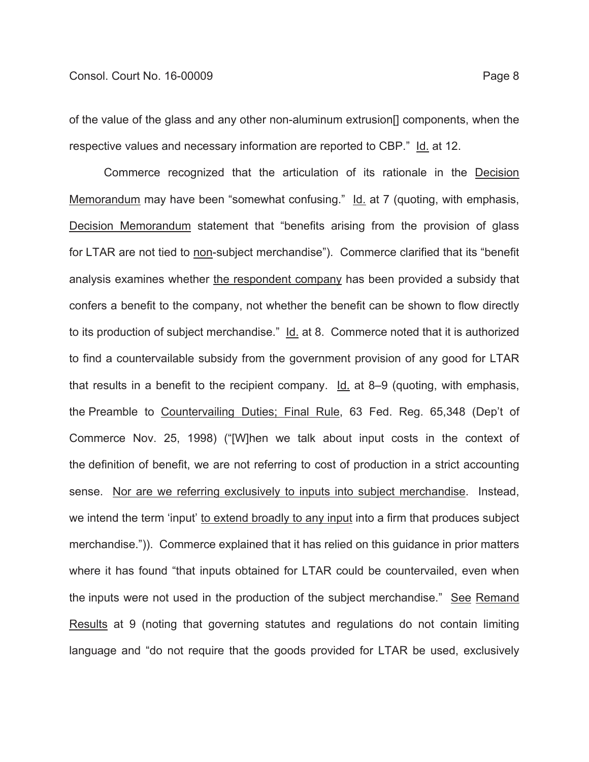of the value of the glass and any other non-aluminum extrusion[] components, when the respective values and necessary information are reported to CBP." Id. at 12.

Commerce recognized that the articulation of its rationale in the Decision Memorandum may have been "somewhat confusing." Id. at 7 (quoting, with emphasis, Decision Memorandum statement that "benefits arising from the provision of glass for LTAR are not tied to non-subject merchandise"). Commerce clarified that its "benefit analysis examines whether the respondent company has been provided a subsidy that confers a benefit to the company, not whether the benefit can be shown to flow directly to its production of subject merchandise." Id. at 8. Commerce noted that it is authorized to find a countervailable subsidy from the government provision of any good for LTAR that results in a benefit to the recipient company. Id. at 8–9 (quoting, with emphasis, the Preamble to Countervailing Duties; Final Rule, 63 Fed. Reg. 65,348 (Dep't of Commerce Nov. 25, 1998) ("[W]hen we talk about input costs in the context of the definition of benefit, we are not referring to cost of production in a strict accounting sense. Nor are we referring exclusively to inputs into subject merchandise. Instead, we intend the term 'input' to extend broadly to any input into a firm that produces subject merchandise.")). Commerce explained that it has relied on this guidance in prior matters where it has found "that inputs obtained for LTAR could be countervailed, even when the inputs were not used in the production of the subject merchandise." See Remand Results at 9 (noting that governing statutes and regulations do not contain limiting language and "do not require that the goods provided for LTAR be used, exclusively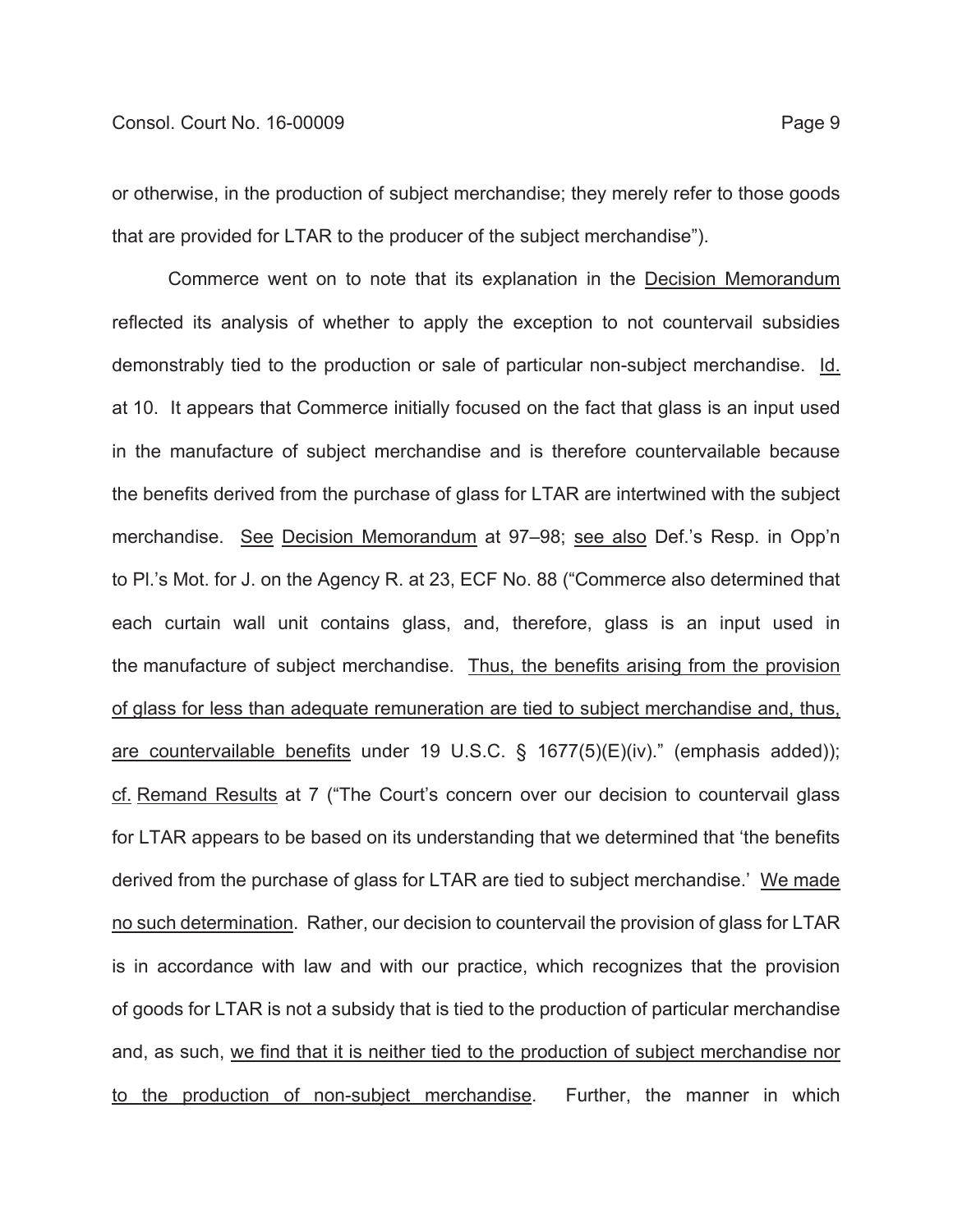or otherwise, in the production of subject merchandise; they merely refer to those goods that are provided for LTAR to the producer of the subject merchandise").

Commerce went on to note that its explanation in the Decision Memorandum reflected its analysis of whether to apply the exception to not countervail subsidies demonstrably tied to the production or sale of particular non-subject merchandise. Id. at 10. It appears that Commerce initially focused on the fact that glass is an input used in the manufacture of subject merchandise and is therefore countervailable because the benefits derived from the purchase of glass for LTAR are intertwined with the subject merchandise. See Decision Memorandum at 97–98; see also Def.'s Resp. in Opp'n to Pl.'s Mot. for J. on the Agency R. at 23, ECF No. 88 ("Commerce also determined that each curtain wall unit contains glass, and, therefore, glass is an input used in the manufacture of subject merchandise. Thus, the benefits arising from the provision of glass for less than adequate remuneration are tied to subject merchandise and, thus, are countervailable benefits under 19 U.S.C. § 1677(5)(E)(iv)." (emphasis added)); cf. Remand Results at 7 ("The Court's concern over our decision to countervail glass for LTAR appears to be based on its understanding that we determined that 'the benefits derived from the purchase of glass for LTAR are tied to subject merchandise.' We made no such determination. Rather, our decision to countervail the provision of glass for LTAR is in accordance with law and with our practice, which recognizes that the provision of goods for LTAR is not a subsidy that is tied to the production of particular merchandise and, as such, we find that it is neither tied to the production of subject merchandise nor to the production of non-subject merchandise. Further, the manner in which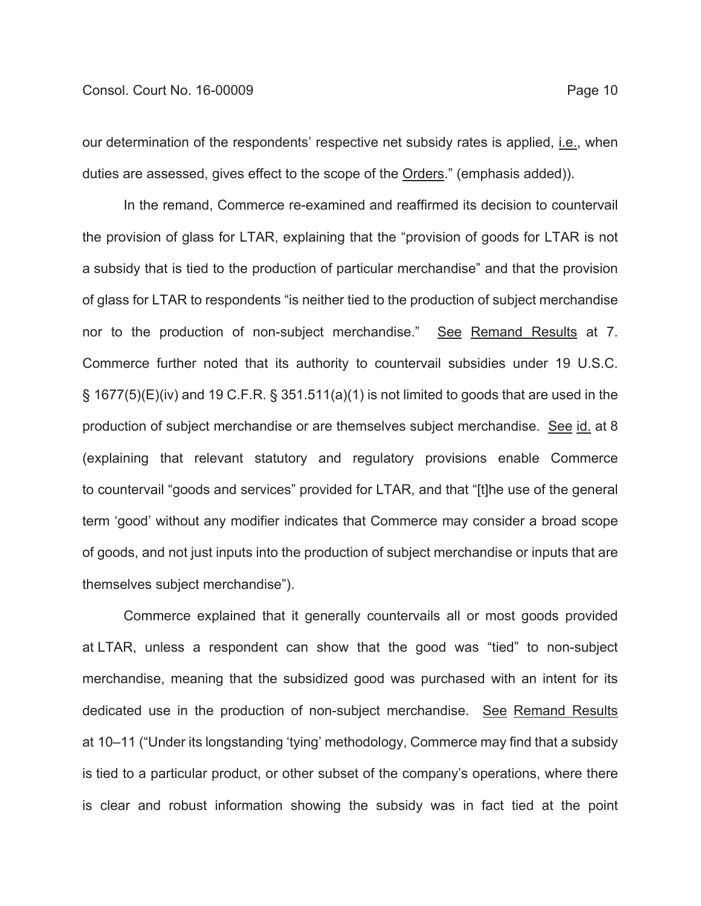our determination of the respondents' respective net subsidy rates is applied, i.e., when duties are assessed, gives effect to the scope of the Orders." (emphasis added)).

In the remand, Commerce re-examined and reaffirmed its decision to countervail the provision of glass for LTAR, explaining that the "provision of goods for LTAR is not a subsidy that is tied to the production of particular merchandise" and that the provision of glass for LTAR to respondents "is neither tied to the production of subject merchandise nor to the production of non-subject merchandise." See Remand Results at 7. Commerce further noted that its authority to countervail subsidies under 19 U.S.C. § 1677(5)(E)(iv) and 19 C.F.R. § 351.511(a)(1) is not limited to goods that are used in the production of subject merchandise or are themselves subject merchandise. See id. at 8 (explaining that relevant statutory and regulatory provisions enable Commerce to countervail "goods and services" provided for LTAR, and that "[t]he use of the general term 'good' without any modifier indicates that Commerce may consider a broad scope of goods, and not just inputs into the production of subject merchandise or inputs that are themselves subject merchandise").

Commerce explained that it generally countervails all or most goods provided at LTAR, unless a respondent can show that the good was "tied" to non-subject merchandise, meaning that the subsidized good was purchased with an intent for its dedicated use in the production of non-subject merchandise. See Remand Results at 10–11 ("Under its longstanding 'tying' methodology, Commerce may find that a subsidy is tied to a particular product, or other subset of the company's operations, where there is clear and robust information showing the subsidy was in fact tied at the point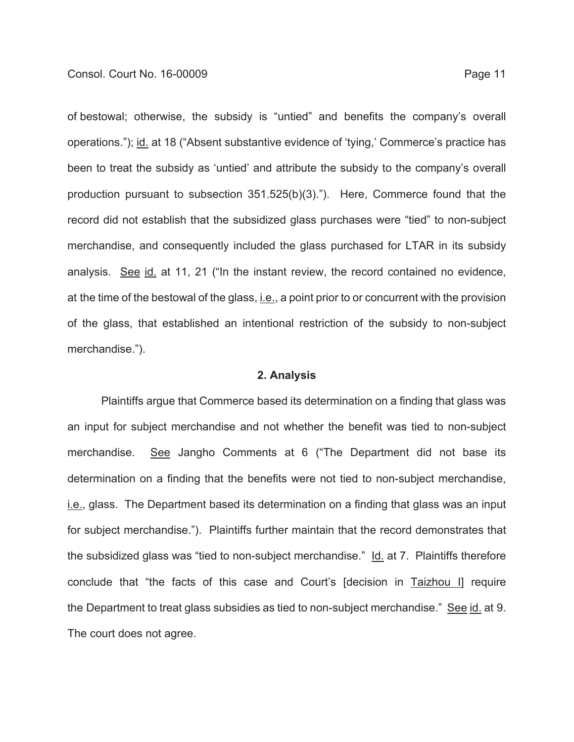of bestowal; otherwise, the subsidy is "untied" and benefits the company's overall operations."); id. at 18 ("Absent substantive evidence of 'tying,' Commerce's practice has been to treat the subsidy as 'untied' and attribute the subsidy to the company's overall production pursuant to subsection 351.525(b)(3)."). Here, Commerce found that the record did not establish that the subsidized glass purchases were "tied" to non-subject merchandise, and consequently included the glass purchased for LTAR in its subsidy analysis. See id. at 11, 21 ("In the instant review, the record contained no evidence, at the time of the bestowal of the glass, i.e., a point prior to or concurrent with the provision of the glass, that established an intentional restriction of the subsidy to non-subject merchandise.").

**2. Analysis**

Plaintiffs argue that Commerce based its determination on a finding that glass was an input for subject merchandise and not whether the benefit was tied to non-subject merchandise. See Jangho Comments at 6 ("The Department did not base its determination on a finding that the benefits were not tied to non-subject merchandise, i.e., glass. The Department based its determination on a finding that glass was an input for subject merchandise."). Plaintiffs further maintain that the record demonstrates that the subsidized glass was "tied to non-subject merchandise." Id. at 7. Plaintiffs therefore conclude that "the facts of this case and Court's [decision in Taizhou I] require the Department to treat glass subsidies as tied to non-subject merchandise." See id. at 9. The court does not agree.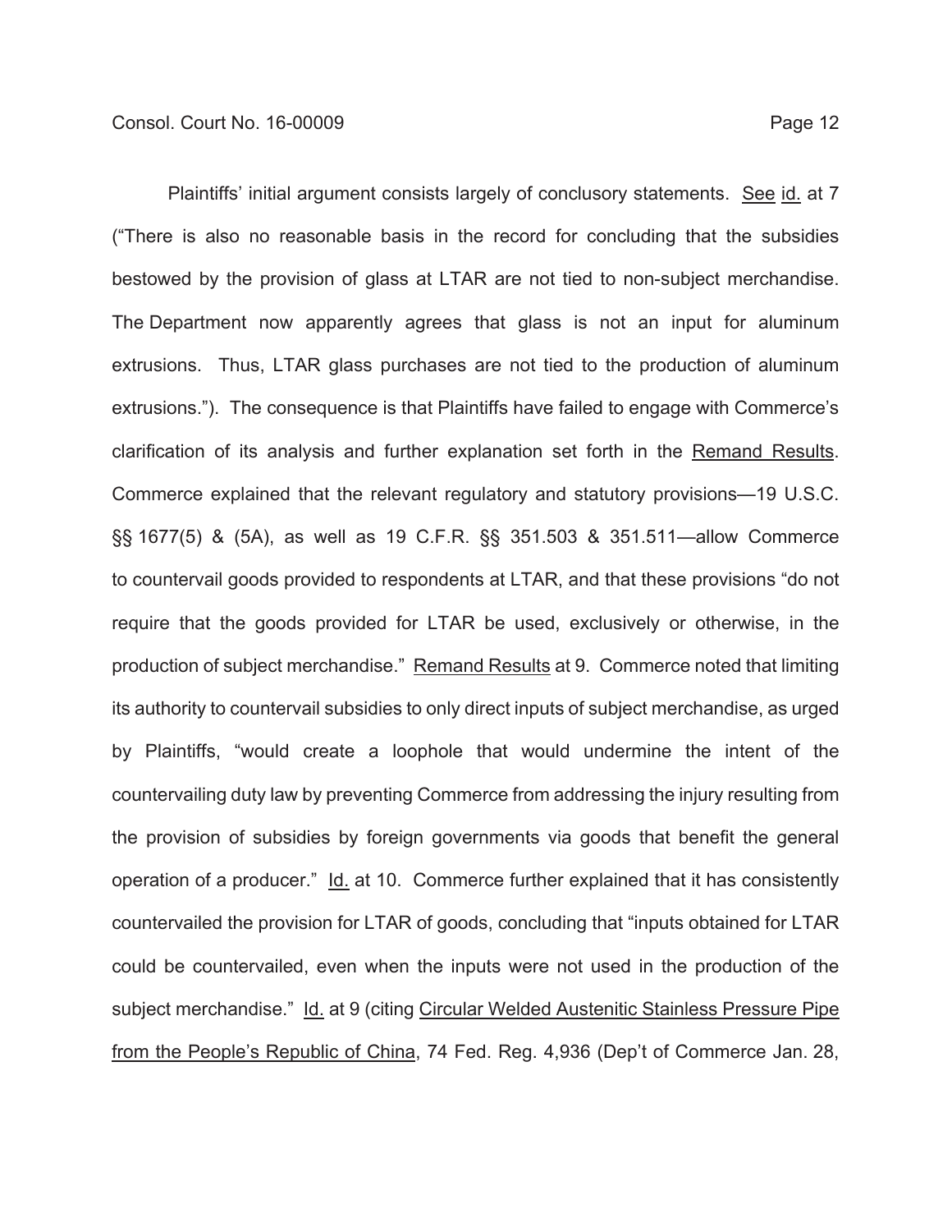Plaintiffs' initial argument consists largely of conclusory statements. See id. at 7 ("There is also no reasonable basis in the record for concluding that the subsidies bestowed by the provision of glass at LTAR are not tied to non-subject merchandise. The Department now apparently agrees that glass is not an input for aluminum extrusions. Thus, LTAR glass purchases are not tied to the production of aluminum extrusions."). The consequence is that Plaintiffs have failed to engage with Commerce's clarification of its analysis and further explanation set forth in the Remand Results. Commerce explained that the relevant regulatory and statutory provisions—19 U.S.C. §§ 1677(5) & (5A), as well as 19 C.F.R. §§ 351.503 & 351.511—allow Commerce to countervail goods provided to respondents at LTAR, and that these provisions "do not require that the goods provided for LTAR be used, exclusively or otherwise, in the production of subject merchandise." Remand Results at 9. Commerce noted that limiting its authority to countervail subsidies to only direct inputs of subject merchandise, as urged by Plaintiffs, "would create a loophole that would undermine the intent of the countervailing duty law by preventing Commerce from addressing the injury resulting from the provision of subsidies by foreign governments via goods that benefit the general operation of a producer." Id. at 10. Commerce further explained that it has consistently countervailed the provision for LTAR of goods, concluding that "inputs obtained for LTAR could be countervailed, even when the inputs were not used in the production of the subject merchandise." Id. at 9 (citing Circular Welded Austenitic Stainless Pressure Pipe from the People's Republic of China, 74 Fed. Reg. 4,936 (Dep't of Commerce Jan. 28,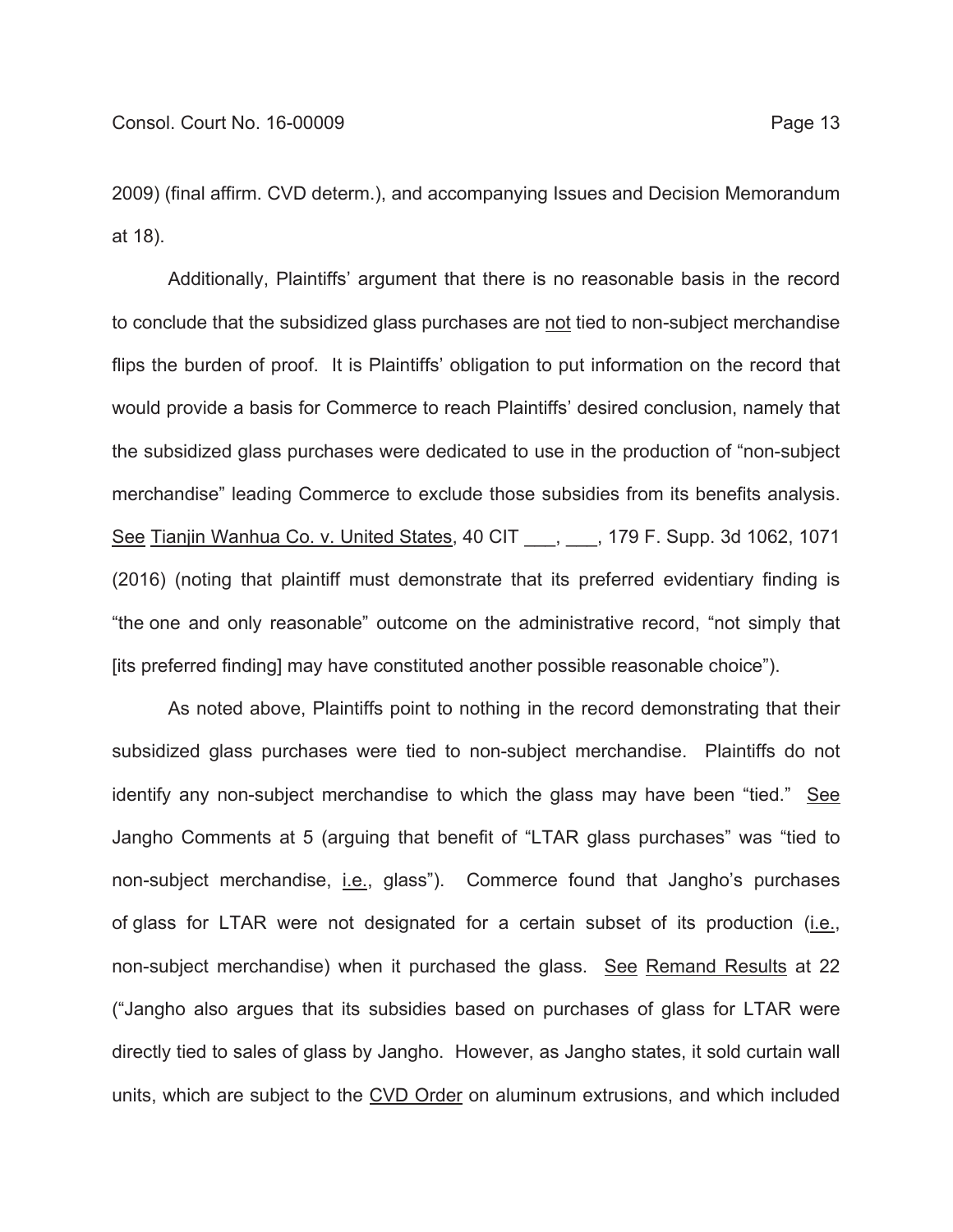2009) (final affirm. CVD determ.), and accompanying Issues and Decision Memorandum at 18).

Additionally, Plaintiffs' argument that there is no reasonable basis in the record to conclude that the subsidized glass purchases are not tied to non-subject merchandise flips the burden of proof. It is Plaintiffs' obligation to put information on the record that would provide a basis for Commerce to reach Plaintiffs' desired conclusion, namely that the subsidized glass purchases were dedicated to use in the production of "non-subject merchandise" leading Commerce to exclude those subsidies from its benefits analysis. See Tianjin Wanhua Co. v. United States, 40 CIT ___, ___, 179 F. Supp. 3d 1062, 1071 (2016) (noting that plaintiff must demonstrate that its preferred evidentiary finding is "the one and only reasonable" outcome on the administrative record, "not simply that [its preferred finding] may have constituted another possible reasonable choice").

As noted above, Plaintiffs point to nothing in the record demonstrating that their subsidized glass purchases were tied to non-subject merchandise. Plaintiffs do not identify any non-subject merchandise to which the glass may have been "tied." See Jangho Comments at 5 (arguing that benefit of "LTAR glass purchases" was "tied to non-subject merchandise, i.e., glass"). Commerce found that Jangho's purchases of glass for LTAR were not designated for a certain subset of its production (i.e., non-subject merchandise) when it purchased the glass. See Remand Results at 22 ("Jangho also argues that its subsidies based on purchases of glass for LTAR were directly tied to sales of glass by Jangho. However, as Jangho states, it sold curtain wall units, which are subject to the CVD Order on aluminum extrusions, and which included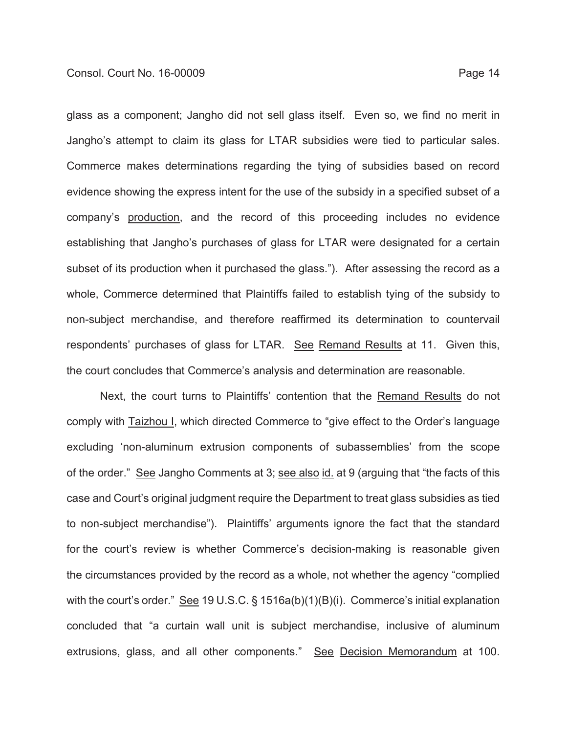glass as a component; Jangho did not sell glass itself. Even so, we find no merit in Jangho's attempt to claim its glass for LTAR subsidies were tied to particular sales. Commerce makes determinations regarding the tying of subsidies based on record evidence showing the express intent for the use of the subsidy in a specified subset of a company's production, and the record of this proceeding includes no evidence establishing that Jangho's purchases of glass for LTAR were designated for a certain subset of its production when it purchased the glass."). After assessing the record as a whole, Commerce determined that Plaintiffs failed to establish tying of the subsidy to non-subject merchandise, and therefore reaffirmed its determination to countervail respondents' purchases of glass for LTAR. See Remand Results at 11. Given this, the court concludes that Commerce's analysis and determination are reasonable.

Next, the court turns to Plaintiffs' contention that the Remand Results do not comply with Taizhou I, which directed Commerce to "give effect to the Order's language excluding 'non-aluminum extrusion components of subassemblies' from the scope of the order." See Jangho Comments at 3; see also id. at 9 (arguing that "the facts of this case and Court's original judgment require the Department to treat glass subsidies as tied to non-subject merchandise"). Plaintiffs' arguments ignore the fact that the standard for the court's review is whether Commerce's decision-making is reasonable given the circumstances provided by the record as a whole, not whether the agency "complied with the court's order." See 19 U.S.C. § 1516a(b)(1)(B)(i). Commerce's initial explanation concluded that "a curtain wall unit is subject merchandise, inclusive of aluminum extrusions, glass, and all other components." See Decision Memorandum at 100.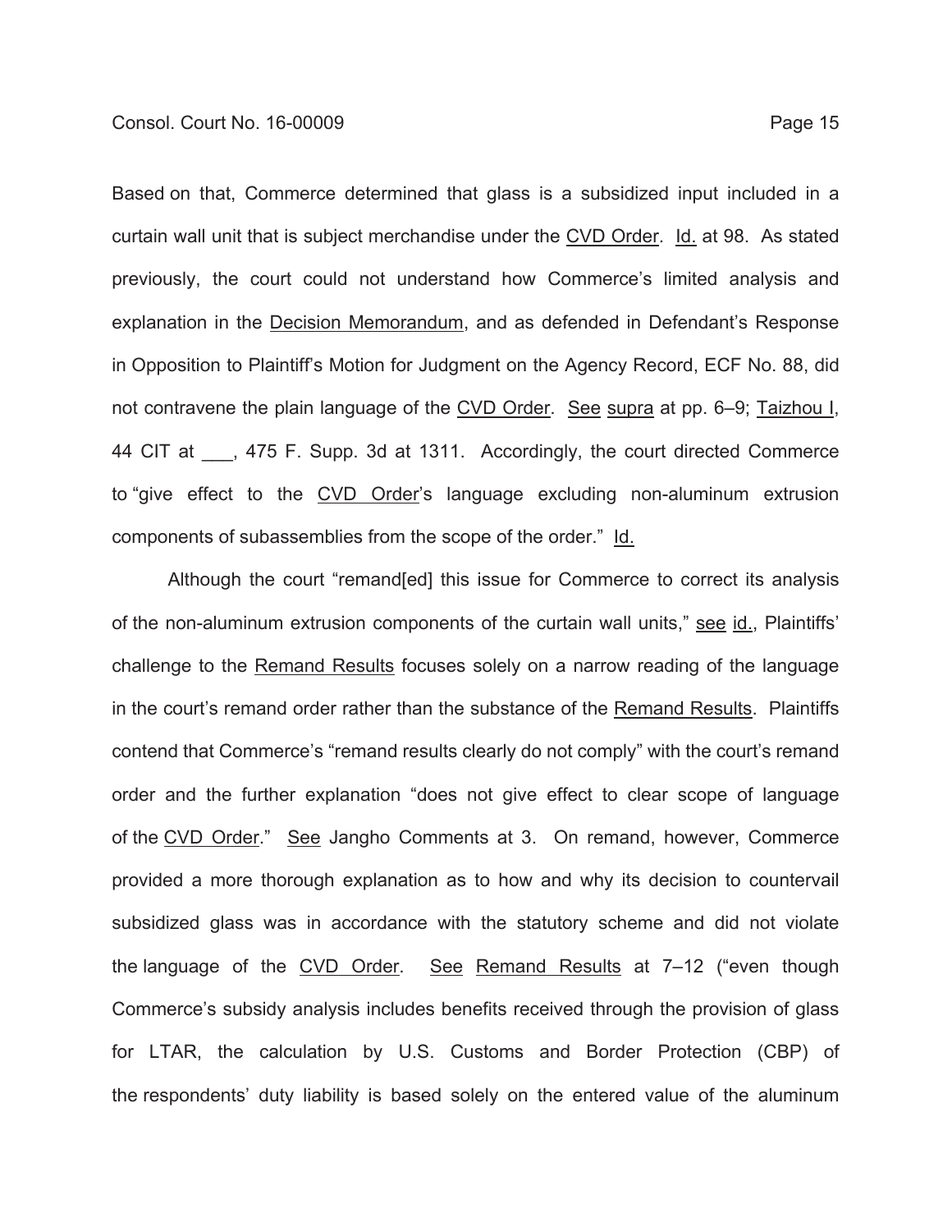Based on that, Commerce determined that glass is a subsidized input included in a curtain wall unit that is subject merchandise under the CVD Order. Id. at 98. As stated previously, the court could not understand how Commerce's limited analysis and explanation in the Decision Memorandum, and as defended in Defendant's Response in Opposition to Plaintiff's Motion for Judgment on the Agency Record, ECF No. 88, did not contravene the plain language of the CVD Order. See supra at pp. 6–9; Taizhou I, 44 CIT at ___, 475 F. Supp. 3d at 1311. Accordingly, the court directed Commerce to "give effect to the CVD Order's language excluding non-aluminum extrusion components of subassemblies from the scope of the order." Id.

Although the court "remand[ed] this issue for Commerce to correct its analysis of the non-aluminum extrusion components of the curtain wall units," see id., Plaintiffs' challenge to the Remand Results focuses solely on a narrow reading of the language in the court's remand order rather than the substance of the Remand Results. Plaintiffs contend that Commerce's "remand results clearly do not comply" with the court's remand order and the further explanation "does not give effect to clear scope of language of the CVD Order." See Jangho Comments at 3. On remand, however, Commerce provided a more thorough explanation as to how and why its decision to countervail subsidized glass was in accordance with the statutory scheme and did not violate the language of the CVD Order. See Remand Results at 7–12 ("even though Commerce's subsidy analysis includes benefits received through the provision of glass for LTAR, the calculation by U.S. Customs and Border Protection (CBP) of the respondents' duty liability is based solely on the entered value of the aluminum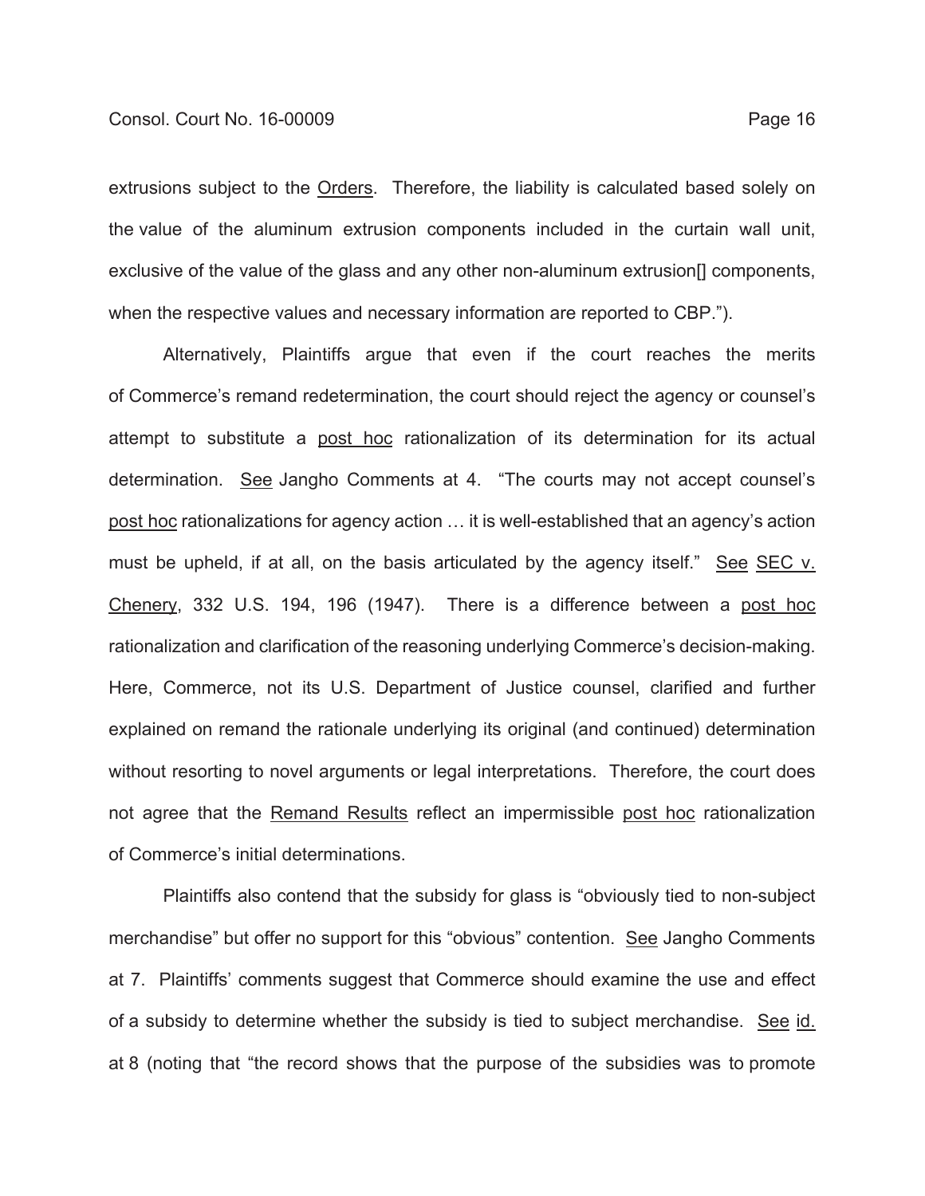extrusions subject to the Orders. Therefore, the liability is calculated based solely on the value of the aluminum extrusion components included in the curtain wall unit, exclusive of the value of the glass and any other non-aluminum extrusion[] components, when the respective values and necessary information are reported to CBP.").

Alternatively, Plaintiffs argue that even if the court reaches the merits of Commerce's remand redetermination, the court should reject the agency or counsel's attempt to substitute a post hoc rationalization of its determination for its actual determination. See Jangho Comments at 4. "The courts may not accept counsel's post hoc rationalizations for agency action … it is well-established that an agency's action must be upheld, if at all, on the basis articulated by the agency itself." See SEC v. Chenery, 332 U.S. 194, 196 (1947). There is a difference between a post hoc rationalization and clarification of the reasoning underlying Commerce's decision-making. Here, Commerce, not its U.S. Department of Justice counsel, clarified and further explained on remand the rationale underlying its original (and continued) determination without resorting to novel arguments or legal interpretations. Therefore, the court does not agree that the Remand Results reflect an impermissible post hoc rationalization of Commerce's initial determinations.

Plaintiffs also contend that the subsidy for glass is "obviously tied to non-subject merchandise" but offer no support for this "obvious" contention. See Jangho Comments at 7. Plaintiffs' comments suggest that Commerce should examine the use and effect of a subsidy to determine whether the subsidy is tied to subject merchandise. See id. at 8 (noting that "the record shows that the purpose of the subsidies was to promote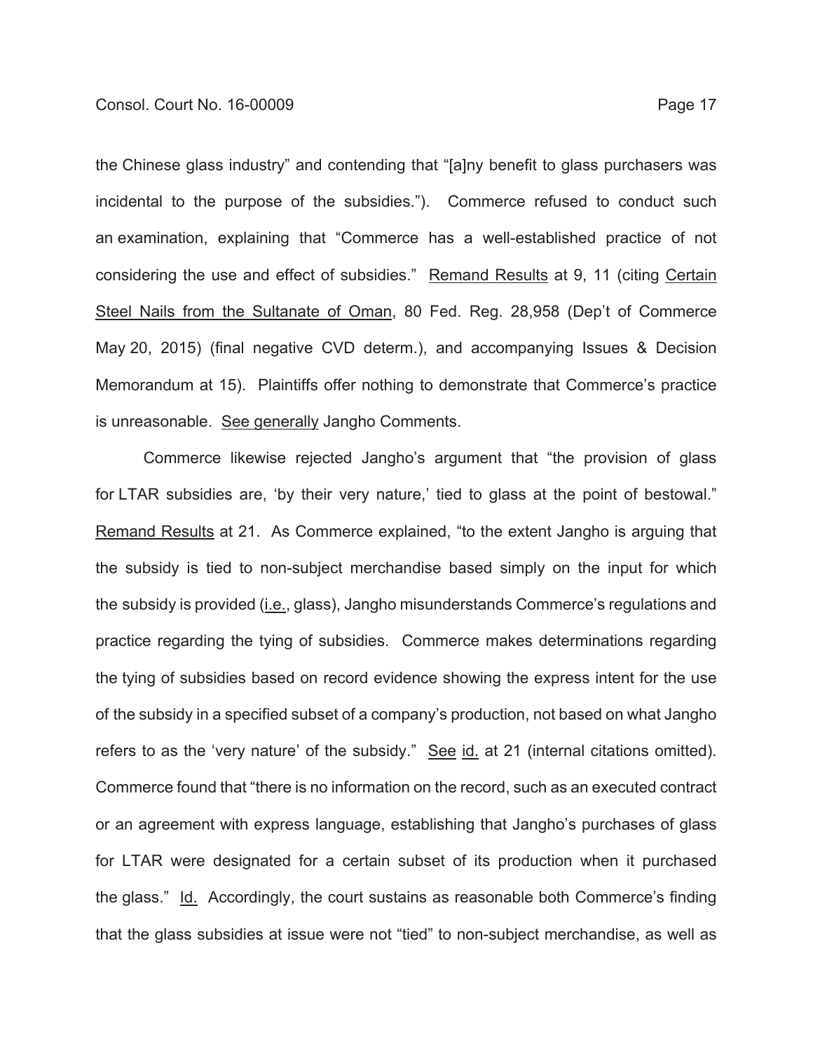the Chinese glass industry" and contending that "[a]ny benefit to glass purchasers was incidental to the purpose of the subsidies."). Commerce refused to conduct such an examination, explaining that "Commerce has a well-established practice of not considering the use and effect of subsidies." Remand Results at 9, 11 (citing Certain Steel Nails from the Sultanate of Oman, 80 Fed. Reg. 28,958 (Dep't of Commerce May 20, 2015) (final negative CVD determ.), and accompanying Issues & Decision Memorandum at 15). Plaintiffs offer nothing to demonstrate that Commerce's practice is unreasonable. See generally Jangho Comments.

Commerce likewise rejected Jangho's argument that "the provision of glass for LTAR subsidies are, 'by their very nature,' tied to glass at the point of bestowal." Remand Results at 21. As Commerce explained, "to the extent Jangho is arguing that the subsidy is tied to non-subject merchandise based simply on the input for which the subsidy is provided (i.e., glass), Jangho misunderstands Commerce's regulations and practice regarding the tying of subsidies. Commerce makes determinations regarding the tying of subsidies based on record evidence showing the express intent for the use of the subsidy in a specified subset of a company's production, not based on what Jangho refers to as the 'very nature' of the subsidy." See id. at 21 (internal citations omitted). Commerce found that "there is no information on the record, such as an executed contract or an agreement with express language, establishing that Jangho's purchases of glass for LTAR were designated for a certain subset of its production when it purchased the glass." Id. Accordingly, the court sustains as reasonable both Commerce's finding that the glass subsidies at issue were not "tied" to non-subject merchandise, as well as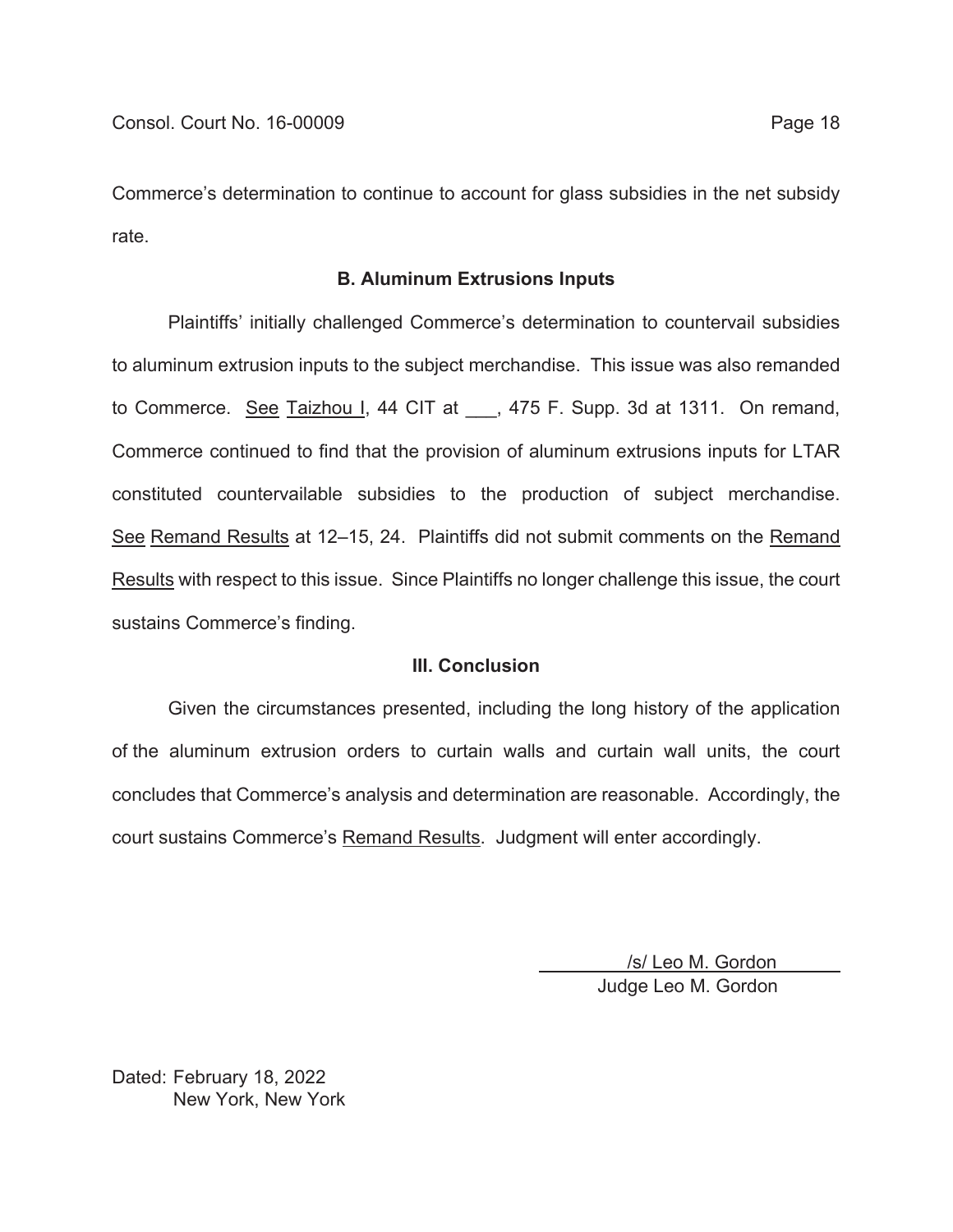Commerce's determination to continue to account for glass subsidies in the net subsidy rate.

### B. Aluminum Extrusions Inputs

Plaintiffs' initially challenged Commerce's determination to countervail subsidies to aluminum extrusion inputs to the subject merchandise. This issue was also remanded to Commerce. See Taizhou I, 44 CIT at ___, 475 F. Supp. 3d at 1311. On remand, Commerce continued to find that the provision of aluminum extrusions inputs for LTAR constituted countervailable subsidies to the production of subject merchandise. See Remand Results at 12–15, 24. Plaintiffs did not submit comments on the Remand Results with respect to this issue. Since Plaintiffs no longer challenge this issue, the court sustains Commerce's finding.

## III. Conclusion

Given the circumstances presented, including the long history of the application of the aluminum extrusion orders to curtain walls and curtain wall units, the court concludes that Commerce's analysis and determination are reasonable. Accordingly, the court sustains Commerce's Remand Results. Judgment will enter accordingly.

/s/ Leo M. Gordon
Judge Leo M. Gordon

Dated: February 18, 2022
New York, New York